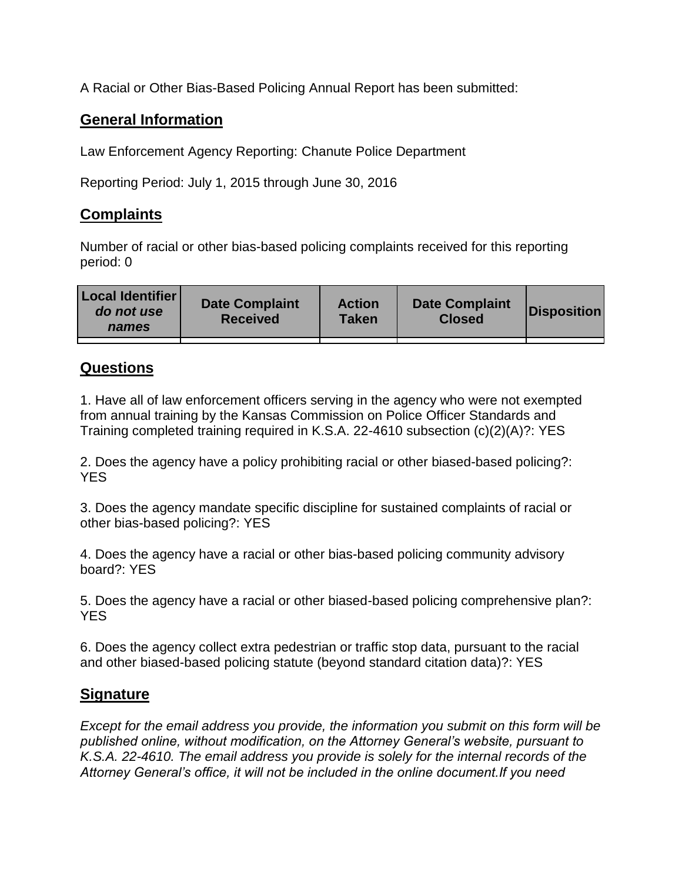A Racial or Other Bias-Based Policing Annual Report has been submitted:

## General Information

Law Enforcement Agency Reporting: Chanute Police Department

Reporting Period: July 1, 2015 through June 30, 2016

## Complaints

Number of racial or other bias-based policing complaints received for this reporting period: 0

| **Local Identifier** ***do not use names*** | **Date Complaint Received** | **Action Taken** | **Date Complaint Closed** | **Disposition** |
|---|---|---|---|---|
| | | | | |

## Questions

1. Have all of law enforcement officers serving in the agency who were not exempted from annual training by the Kansas Commission on Police Officer Standards and Training completed training required in K.S.A. 22-4610 subsection (c)(2)(A)?: YES

2. Does the agency have a policy prohibiting racial or other biased-based policing?: YES

3. Does the agency mandate specific discipline for sustained complaints of racial or other bias-based policing?: YES

4. Does the agency have a racial or other bias-based policing community advisory board?: YES

5. Does the agency have a racial or other biased-based policing comprehensive plan?: YES

6. Does the agency collect extra pedestrian or traffic stop data, pursuant to the racial and other biased-based policing statute (beyond standard citation data)?: YES

## Signature

*Except for the email address you provide, the information you submit on this form will be published online, without modification, on the Attorney General's website, pursuant to K.S.A. 22-4610. The email address you provide is solely for the internal records of the Attorney General's office, it will not be included in the online document.If you need*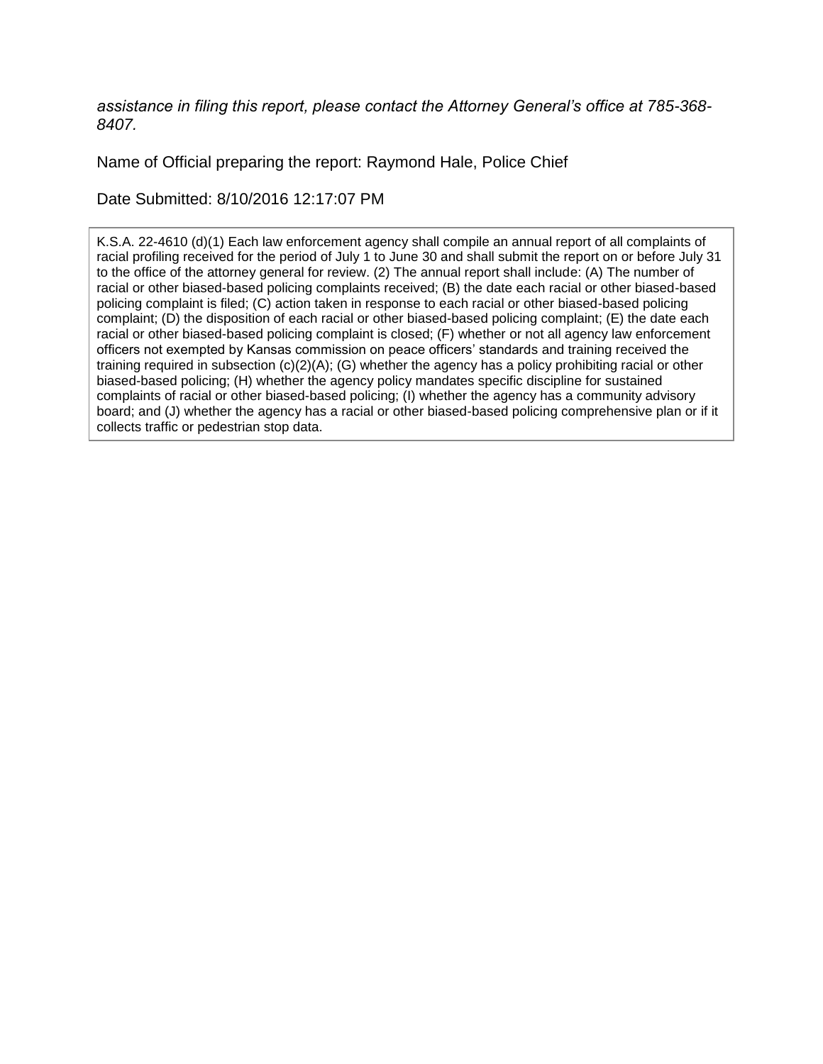*assistance in filing this report, please contact the Attorney General's office at 785-368-8407.*

Name of Official preparing the report: Raymond Hale, Police Chief

Date Submitted: 8/10/2016 12:17:07 PM

K.S.A. 22-4610 (d)(1) Each law enforcement agency shall compile an annual report of all complaints of racial profiling received for the period of July 1 to June 30 and shall submit the report on or before July 31 to the office of the attorney general for review. (2) The annual report shall include: (A) The number of racial or other biased-based policing complaints received; (B) the date each racial or other biased-based policing complaint is filed; (C) action taken in response to each racial or other biased-based policing complaint; (D) the disposition of each racial or other biased-based policing complaint; (E) the date each racial or other biased-based policing complaint is closed; (F) whether or not all agency law enforcement officers not exempted by Kansas commission on peace officers' standards and training received the training required in subsection (c)(2)(A); (G) whether the agency has a policy prohibiting racial or other biased-based policing; (H) whether the agency policy mandates specific discipline for sustained complaints of racial or other biased-based policing; (I) whether the agency has a community advisory board; and (J) whether the agency has a racial or other biased-based policing comprehensive plan or if it collects traffic or pedestrian stop data.